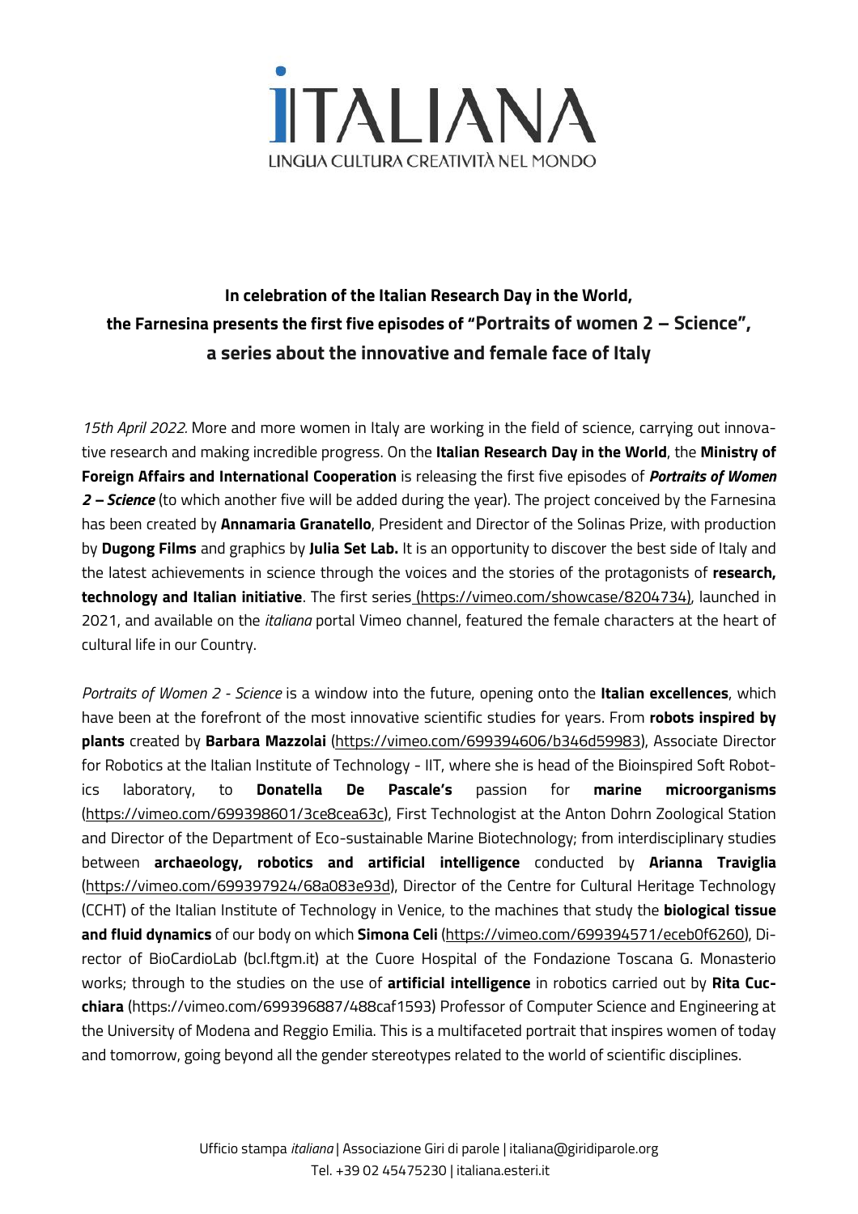# iTALIANA

LINGUA CULTURA CREATIVITÀ NEL MONDO

**In celebration of the Italian Research Day in the World,**
**the Farnesina presents the first five episodes of "Portraits of women 2 – Science",**
**a series about the innovative and female face of Italy**

*15th April 2022.* More and more women in Italy are working in the field of science, carrying out innovative research and making incredible progress. On the **Italian Research Day in the World**, the **Ministry of Foreign Affairs and International Cooperation** is releasing the first five episodes of ***Portraits of Women 2 – Science*** (to which another five will be added during the year). The project conceived by the Farnesina has been created by **Annamaria Granatello**, President and Director of the Solinas Prize, with production by **Dugong Films** and graphics by **Julia Set Lab.** It is an opportunity to discover the best side of Italy and the latest achievements in science through the voices and the stories of the protagonists of **research, technology and Italian initiative**. The first series (https://vimeo.com/showcase/8204734), launched in 2021, and available on the *italiana* portal Vimeo channel, featured the female characters at the heart of cultural life in our Country.

*Portraits of Women 2 - Science* is a window into the future, opening onto the **Italian excellences**, which have been at the forefront of the most innovative scientific studies for years. From **robots inspired by plants** created by **Barbara Mazzolai** (https://vimeo.com/699394606/b346d59983), Associate Director for Robotics at the Italian Institute of Technology - IIT, where she is head of the Bioinspired Soft Robotics laboratory, to **Donatella De Pascale's** passion for **marine microorganisms** (https://vimeo.com/699398601/3ce8cea63c), First Technologist at the Anton Dohrn Zoological Station and Director of the Department of Eco-sustainable Marine Biotechnology; from interdisciplinary studies between **archaeology, robotics and artificial intelligence** conducted by **Arianna Traviglia** (https://vimeo.com/699397924/68a083e93d), Director of the Centre for Cultural Heritage Technology (CCHT) of the Italian Institute of Technology in Venice, to the machines that study the **biological tissue and fluid dynamics** of our body on which **Simona Celi** (https://vimeo.com/699394571/eceb0f6260), Director of BioCardioLab (bcl.ftgm.it) at the Cuore Hospital of the Fondazione Toscana G. Monasterio works; through to the studies on the use of **artificial intelligence** in robotics carried out by **Rita Cucchiara** (https://vimeo.com/699396887/488caf1593) Professor of Computer Science and Engineering at the University of Modena and Reggio Emilia. This is a multifaceted portrait that inspires women of today and tomorrow, going beyond all the gender stereotypes related to the world of scientific disciplines.

Ufficio stampa *italiana* | Associazione Giri di parole | italiana@giridiparole.org
Tel. +39 02 45475230 | italiana.esteri.it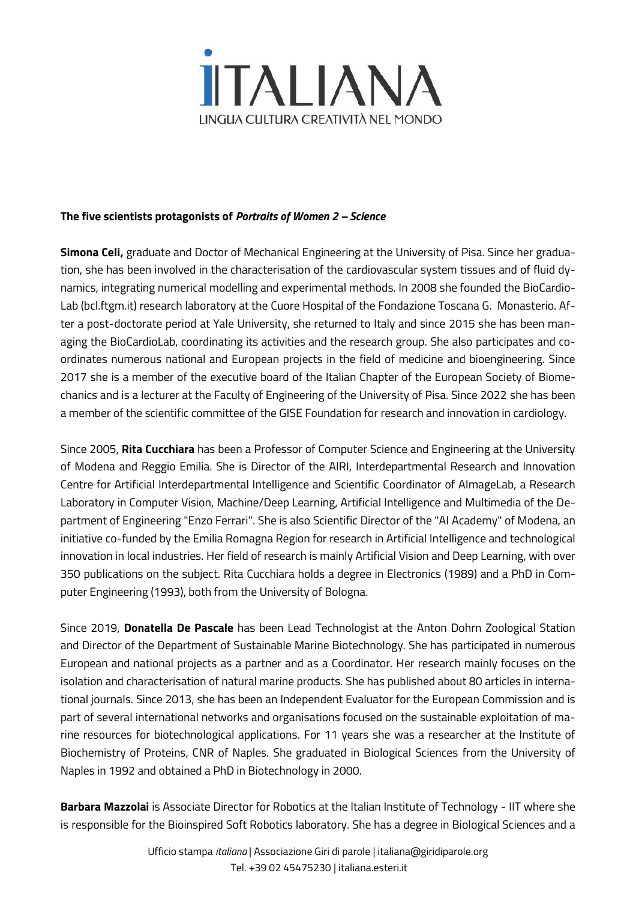**The five scientists protagonists of *Portraits of Women 2 – Science***

**Simona Celi,** graduate and Doctor of Mechanical Engineering at the University of Pisa. Since her graduation, she has been involved in the characterisation of the cardiovascular system tissues and of fluid dynamics, integrating numerical modelling and experimental methods. In 2008 she founded the BioCardioLab (bcl.ftgm.it) research laboratory at the Cuore Hospital of the Fondazione Toscana G. Monasterio. After a post-doctorate period at Yale University, she returned to Italy and since 2015 she has been managing the BioCardioLab, coordinating its activities and the research group. She also participates and coordinates numerous national and European projects in the field of medicine and bioengineering. Since 2017 she is a member of the executive board of the Italian Chapter of the European Society of Biomechanics and is a lecturer at the Faculty of Engineering of the University of Pisa. Since 2022 she has been a member of the scientific committee of the GISE Foundation for research and innovation in cardiology.

Since 2005, **Rita Cucchiara** has been a Professor of Computer Science and Engineering at the University of Modena and Reggio Emilia. She is Director of the AIRI, Interdepartmental Research and Innovation Centre for Artificial Interdepartmental Intelligence and Scientific Coordinator of AImageLab, a Research Laboratory in Computer Vision, Machine/Deep Learning, Artificial Intelligence and Multimedia of the Department of Engineering "Enzo Ferrari". She is also Scientific Director of the "AI Academy" of Modena, an initiative co-funded by the Emilia Romagna Region for research in Artificial Intelligence and technological innovation in local industries. Her field of research is mainly Artificial Vision and Deep Learning, with over 350 publications on the subject. Rita Cucchiara holds a degree in Electronics (1989) and a PhD in Computer Engineering (1993), both from the University of Bologna.

Since 2019, **Donatella De Pascale** has been Lead Technologist at the Anton Dohrn Zoological Station and Director of the Department of Sustainable Marine Biotechnology. She has participated in numerous European and national projects as a partner and as a Coordinator. Her research mainly focuses on the isolation and characterisation of natural marine products. She has published about 80 articles in international journals. Since 2013, she has been an Independent Evaluator for the European Commission and is part of several international networks and organisations focused on the sustainable exploitation of marine resources for biotechnological applications. For 11 years she was a researcher at the Institute of Biochemistry of Proteins, CNR of Naples. She graduated in Biological Sciences from the University of Naples in 1992 and obtained a PhD in Biotechnology in 2000.

**Barbara Mazzolai** is Associate Director for Robotics at the Italian Institute of Technology - IIT where she is responsible for the Bioinspired Soft Robotics laboratory. She has a degree in Biological Sciences and a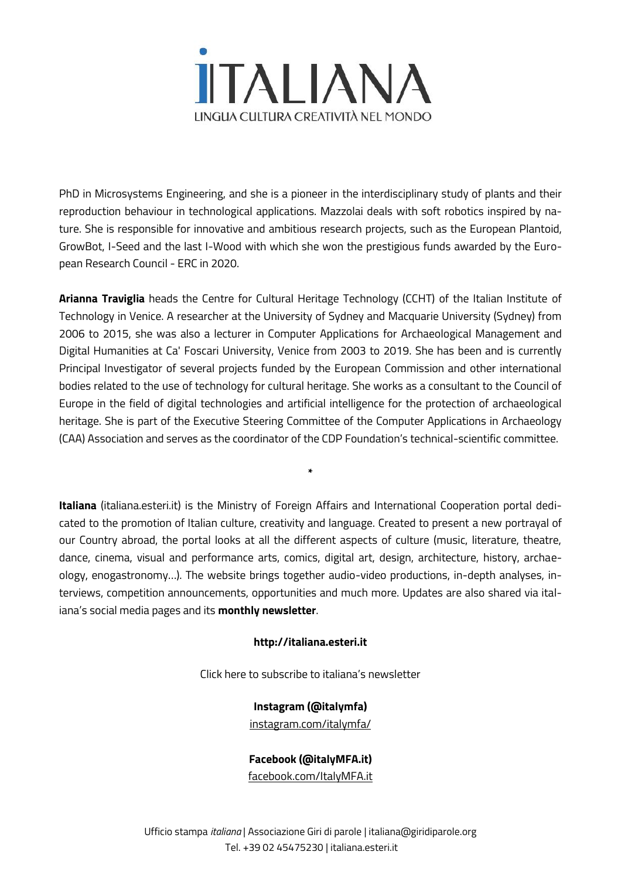PhD in Microsystems Engineering, and she is a pioneer in the interdisciplinary study of plants and their reproduction behaviour in technological applications. Mazzolai deals with soft robotics inspired by nature. She is responsible for innovative and ambitious research projects, such as the European Plantoid, GrowBot, I-Seed and the last I-Wood with which she won the prestigious funds awarded by the European Research Council - ERC in 2020.

**Arianna Traviglia** heads the Centre for Cultural Heritage Technology (CCHT) of the Italian Institute of Technology in Venice. A researcher at the University of Sydney and Macquarie University (Sydney) from 2006 to 2015, she was also a lecturer in Computer Applications for Archaeological Management and Digital Humanities at Ca' Foscari University, Venice from 2003 to 2019. She has been and is currently Principal Investigator of several projects funded by the European Commission and other international bodies related to the use of technology for cultural heritage. She works as a consultant to the Council of Europe in the field of digital technologies and artificial intelligence for the protection of archaeological heritage. She is part of the Executive Steering Committee of the Computer Applications in Archaeology (CAA) Association and serves as the coordinator of the CDP Foundation's technical-scientific committee.

*

**Italiana** (italiana.esteri.it) is the Ministry of Foreign Affairs and International Cooperation portal dedicated to the promotion of Italian culture, creativity and language. Created to present a new portrayal of our Country abroad, the portal looks at all the different aspects of culture (music, literature, theatre, dance, cinema, visual and performance arts, comics, digital art, design, architecture, history, archaeology, enogastronomy...). The website brings together audio-video productions, in-depth analyses, interviews, competition announcements, opportunities and much more. Updates are also shared via italiana's social media pages and its **monthly newsletter**.

**http://italiana.esteri.it**

Click here to subscribe to italiana's newsletter

**Instagram (@italymfa)**
instagram.com/italymfa/

**Facebook (@italyMFA.it)**
facebook.com/ItalyMFA.it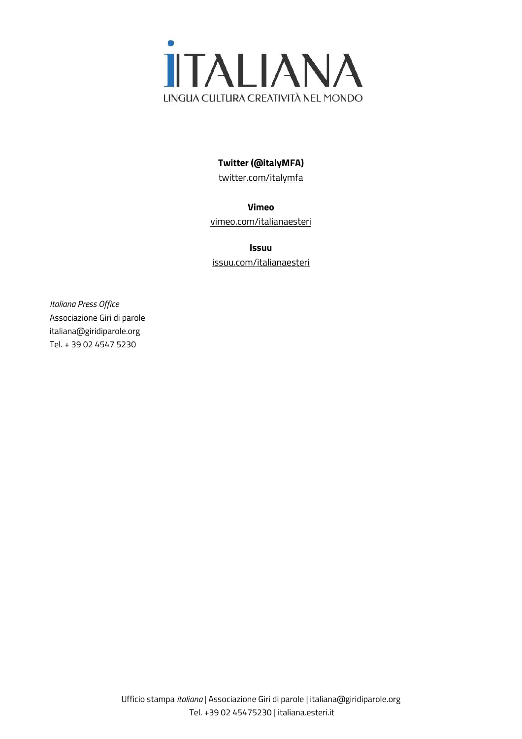**Twitter (@italyMFA)**
twitter.com/italymfa

**Vimeo**
vimeo.com/italianaesteri

**Issuu**
issuu.com/italianaesteri

*Italiana Press Office*
Associazione Giri di parole
italiana@giridiparole.org
Tel. + 39 02 4547 5230